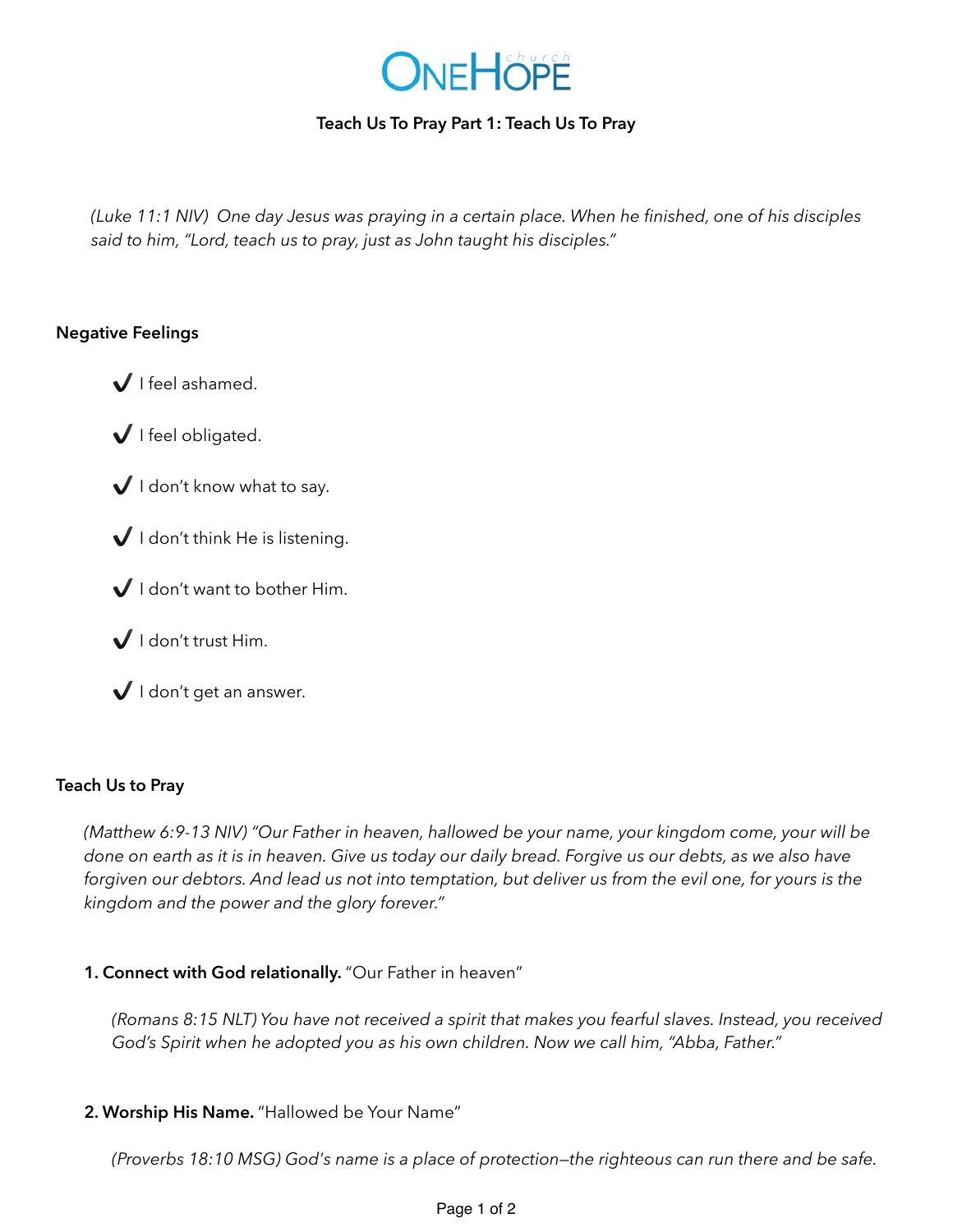# OneHope church

## Teach Us To Pray Part 1: Teach Us To Pray

*(Luke 11:1 NIV) One day Jesus was praying in a certain place. When he finished, one of his disciples said to him, "Lord, teach us to pray, just as John taught his disciples."*

### Negative Feelings

- ✔ I feel ashamed.
- ✔ I feel obligated.
- ✔ I don't know what to say.
- ✔ I don't think He is listening.
- ✔ I don't want to bother Him.
- ✔ I don't trust Him.
- ✔ I don't get an answer.

### Teach Us to Pray

*(Matthew 6:9-13 NIV) "Our Father in heaven, hallowed be your name, your kingdom come, your will be done on earth as it is in heaven. Give us today our daily bread. Forgive us our debts, as we also have forgiven our debtors. And lead us not into temptation, but deliver us from the evil one, for yours is the kingdom and the power and the glory forever."*

**1. Connect with God relationally.** "Our Father in heaven"

*(Romans 8:15 NLT) You have not received a spirit that makes you fearful slaves. Instead, you received God's Spirit when he adopted you as his own children. Now we call him, "Abba, Father."*

**2. Worship His Name.** "Hallowed be Your Name"

*(Proverbs 18:10 MSG) God's name is a place of protection—the righteous can run there and be safe.*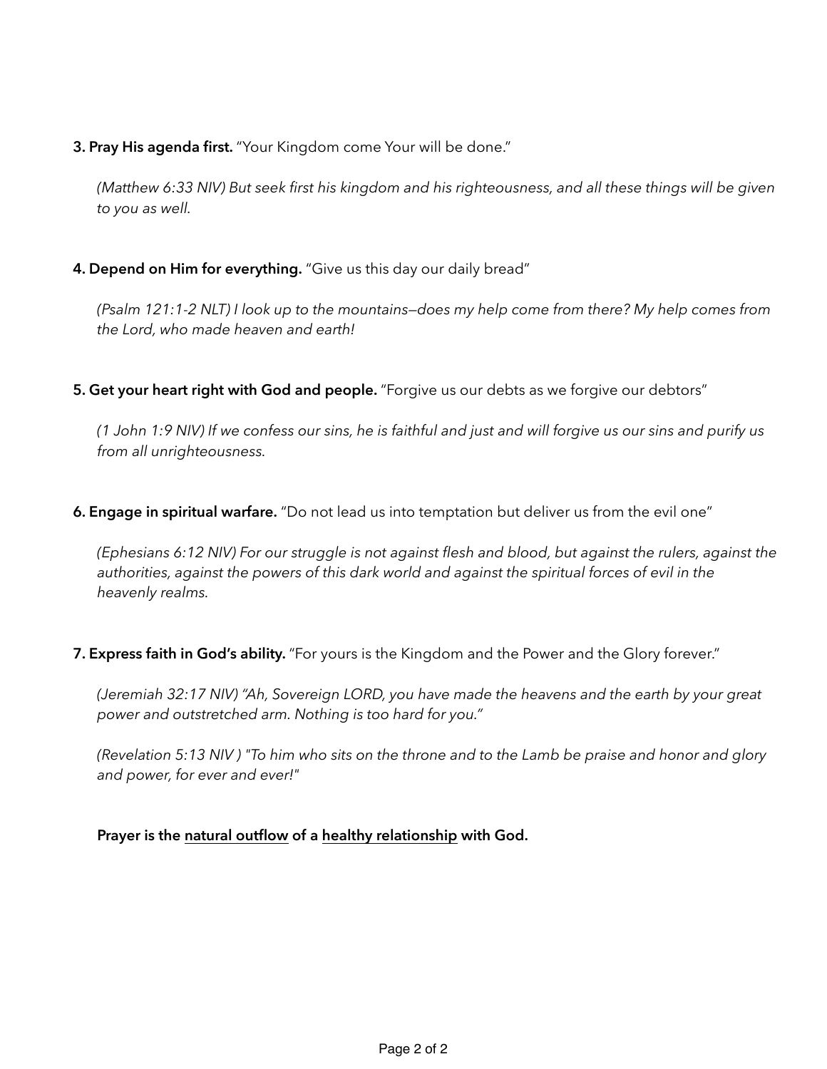**3. Pray His agenda first.** “Your Kingdom come Your will be done.”

*(Matthew 6:33 NIV) But seek first his kingdom and his righteousness, and all these things will be given to you as well.*

**4. Depend on Him for everything.** “Give us this day our daily bread”

*(Psalm 121:1-2 NLT) I look up to the mountains—does my help come from there? My help comes from the Lord, who made heaven and earth!*

**5. Get your heart right with God and people.** “Forgive us our debts as we forgive our debtors”

*(1 John 1:9 NIV) If we confess our sins, he is faithful and just and will forgive us our sins and purify us from all unrighteousness.*

**6. Engage in spiritual warfare.** “Do not lead us into temptation but deliver us from the evil one”

*(Ephesians 6:12 NIV) For our struggle is not against flesh and blood, but against the rulers, against the authorities, against the powers of this dark world and against the spiritual forces of evil in the heavenly realms.*

**7. Express faith in God’s ability.** “For yours is the Kingdom and the Power and the Glory forever.”

*(Jeremiah 32:17 NIV) “Ah, Sovereign LORD, you have made the heavens and the earth by your great power and outstretched arm. Nothing is too hard for you.”*

*(Revelation 5:13 NIV ) "To him who sits on the throne and to the Lamb be praise and honor and glory and power, for ever and ever!"*

**Prayer is the <u>natural outflow</u> of a <u>healthy relationship</u> with God.**